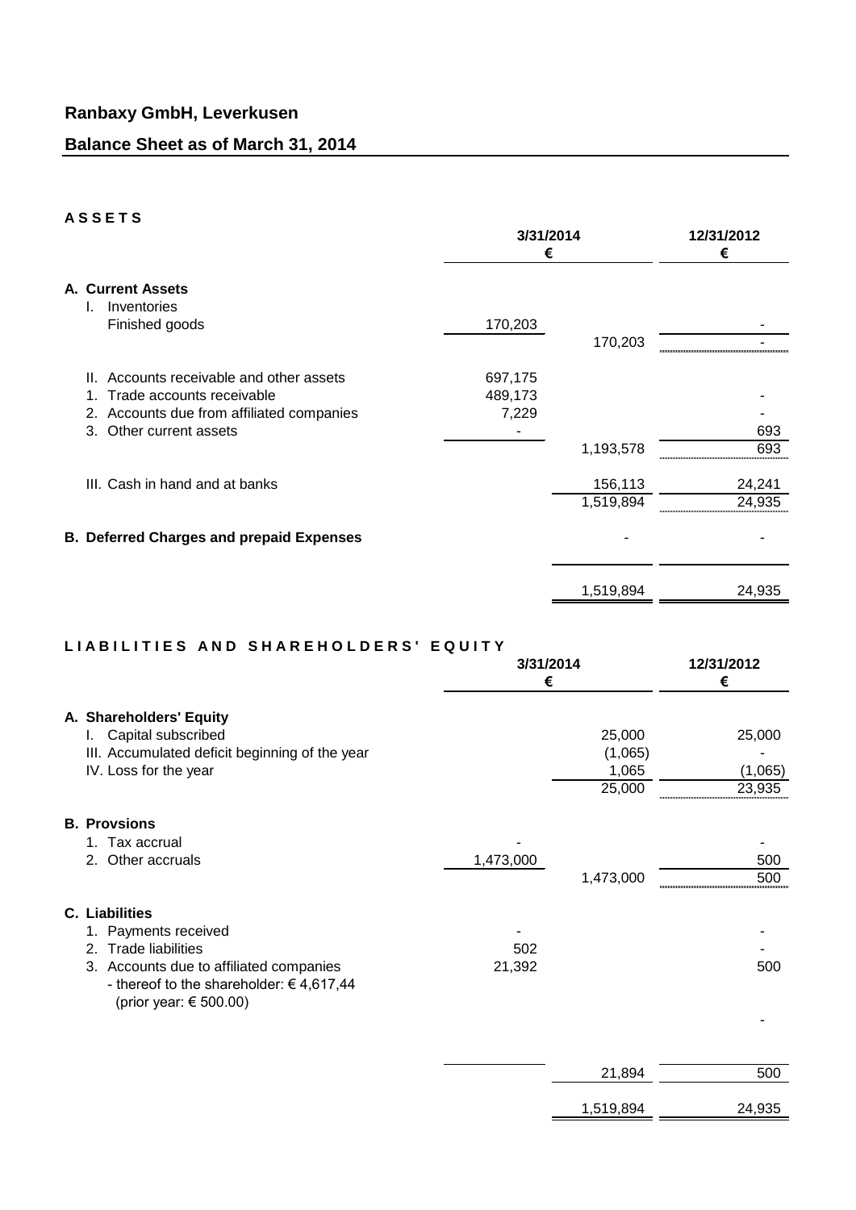## Ranbaxy GmbH, Leverkusen

## Balance Sheet as of March 31, 2014

**A S S E T S**

| | 3/31/2014 € | | 12/31/2012 € |
|---|---|---|---|
| **A. Current Assets** | | | |
| I. Inventories | | | |
| Finished goods | 170,203 | | - |
| | | 170,203 | - |
| II. Accounts receivable and other assets | 697,175 | | |
| 1. Trade accounts receivable | 489,173 | | - |
| 2. Accounts due from affiliated companies | 7,229 | | - |
| 3. Other current assets | - | | 693 |
| | | 1,193,578 | 693 |
| III. Cash in hand and at banks | | 156,113 | 24,241 |
| | | 1,519,894 | 24,935 |
| **B. Deferred Charges and prepaid Expenses** | | - | - |
| | | 1,519,894 | 24,935 |

**L I A B I L I T I E S   A N D   S H A R E H O L D E R S '   E Q U I T Y**

| | 3/31/2014 € | | 12/31/2012 € |
|---|---|---|---|
| **A. Shareholders' Equity** | | | |
| I. Capital subscribed | | 25,000 | 25,000 |
| III. Accumulated deficit beginning of the year | | (1,065) | - |
| IV. Loss for the year | | 1,065 | (1,065) |
| | | 25,000 | 23,935 |
| **B. Provsions** | | | |
| 1. Tax accrual | - | | - |
| 2. Other accruals | 1,473,000 | | 500 |
| | | 1,473,000 | 500 |
| **C. Liabilities** | | | |
| 1. Payments received | - | | - |
| 2. Trade liabilities | 502 | | - |
| 3. Accounts due to affiliated companies<br>- thereof to the shareholder: € 4,617,44<br>(prior year: € 500.00) | 21,392 | | 500 |
| | | | - |
| | | 21,894 | 500 |
| | | 1,519,894 | 24,935 |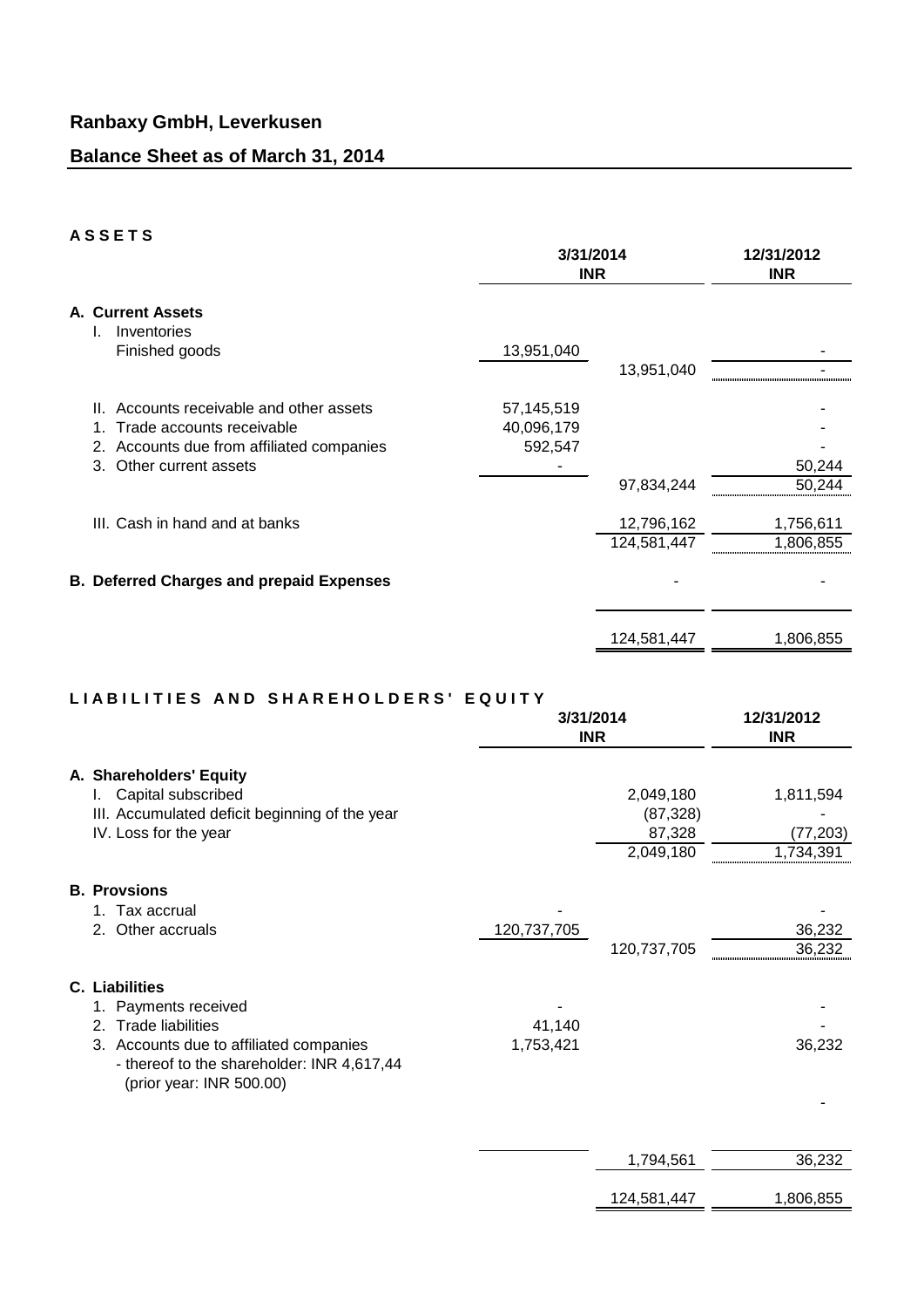## Ranbaxy GmbH, Leverkusen

## Balance Sheet as of March 31, 2014

### A S S E T S

| | 3/31/2014 INR | | 12/31/2012 INR |
|---|---|---|---|
| **A. Current Assets** | | | |
| I. Inventories | | | |
| Finished goods | 13,951,040 | | - |
| | | 13,951,040 | - |
| II. Accounts receivable and other assets | 57,145,519 | | - |
| 1. Trade accounts receivable | 40,096,179 | | - |
| 2. Accounts due from affiliated companies | 592,547 | | - |
| 3. Other current assets | - | | 50,244 |
| | | 97,834,244 | 50,244 |
| III. Cash in hand and at banks | | 12,796,162 | 1,756,611 |
| | | 124,581,447 | 1,806,855 |
| **B. Deferred Charges and prepaid Expenses** | | - | - |
| | | 124,581,447 | 1,806,855 |

### L I A B I L I T I E S A N D S H A R E H O L D E R S ' E Q U I T Y

| | 3/31/2014 INR | | 12/31/2012 INR |
|---|---|---|---|
| **A. Shareholders' Equity** | | | |
| I. Capital subscribed | | 2,049,180 | 1,811,594 |
| III. Accumulated deficit beginning of the year | | (87,328) | - |
| IV. Loss for the year | | 87,328 | (77,203) |
| | | 2,049,180 | 1,734,391 |
| **B. Provsions** | | | |
| 1. Tax accrual | - | | - |
| 2. Other accruals | 120,737,705 | | 36,232 |
| | | 120,737,705 | 36,232 |
| **C. Liabilities** | | | |
| 1. Payments received | - | | - |
| 2. Trade liabilities | 41,140 | | - |
| 3. Accounts due to affiliated companies | 1,753,421 | | 36,232 |
| - thereof to the shareholder: INR 4,617,44 (prior year: INR 500.00) | | | - |
| | | 1,794,561 | 36,232 |
| | | 124,581,447 | 1,806,855 |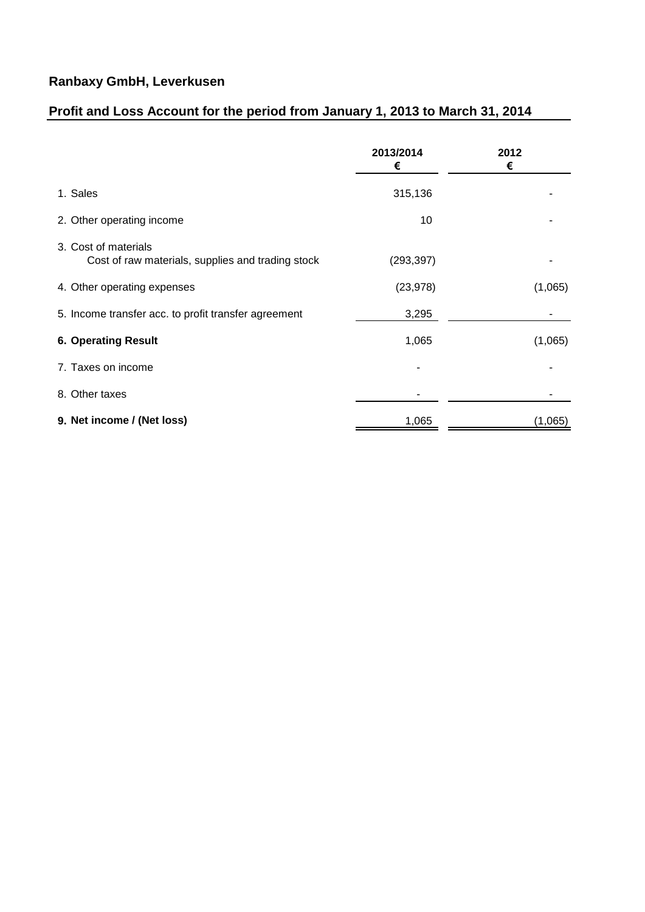## Ranbaxy GmbH, Leverkusen

## Profit and Loss Account for the period from January 1, 2013 to March 31, 2014

| | 2013/2014 € | 2012 € |
|---|---|---|
| 1. Sales | 315,136 | - |
| 2. Other operating income | 10 | - |
| 3. Cost of materials<br>Cost of raw materials, supplies and trading stock | (293,397) | - |
| 4. Other operating expenses | (23,978) | (1,065) |
| 5. Income transfer acc. to profit transfer agreement | 3,295 | - |
| **6. Operating Result** | 1,065 | (1,065) |
| 7. Taxes on income | - | - |
| 8. Other taxes | - | - |
| **9. Net income / (Net loss)** | 1,065 | (1,065) |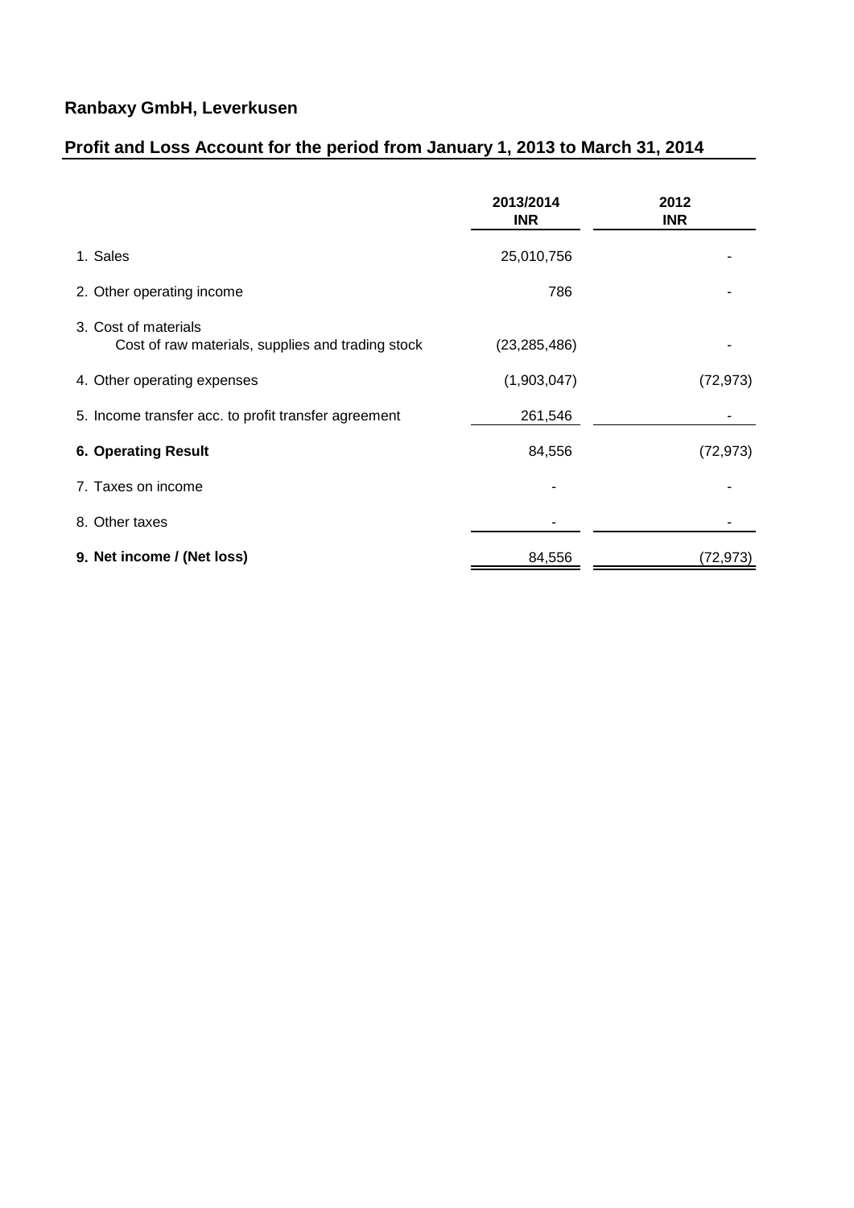## Ranbaxy GmbH, Leverkusen

## Profit and Loss Account for the period from January 1, 2013 to March 31, 2014

| | 2013/2014 INR | 2012 INR |
|---|---|---|
| 1. Sales | 25,010,756 | - |
| 2. Other operating income | 786 | - |
| 3. Cost of materials<br>Cost of raw materials, supplies and trading stock | (23,285,486) | - |
| 4. Other operating expenses | (1,903,047) | (72,973) |
| 5. Income transfer acc. to profit transfer agreement | 261,546 | - |
| **6. Operating Result** | 84,556 | (72,973) |
| 7. Taxes on income | - | - |
| 8. Other taxes | - | - |
| **9. Net income / (Net loss)** | 84,556 | (72,973) |